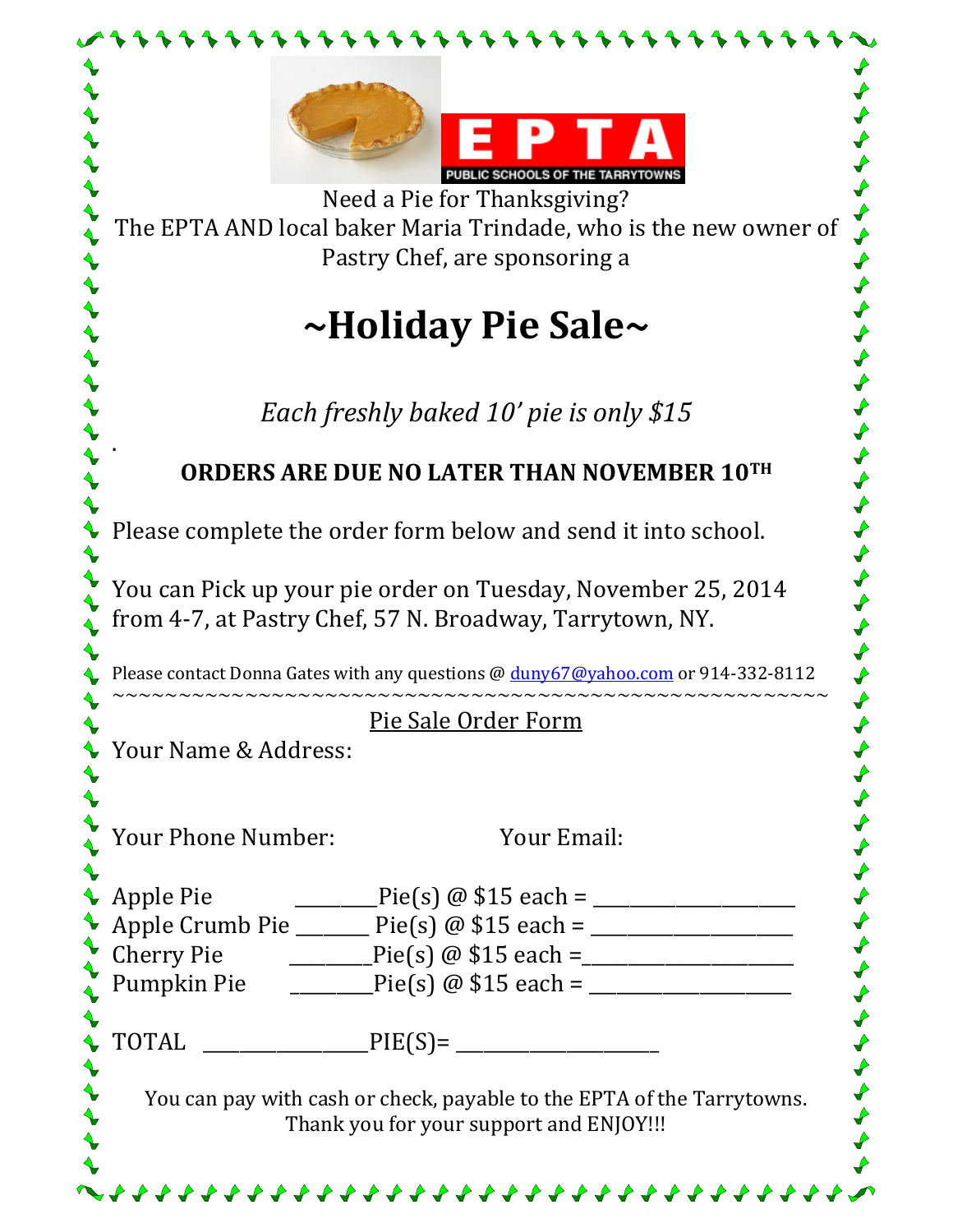EPTA
PUBLIC SCHOOLS OF THE TARRYTOWNS

Need a Pie for Thanksgiving?
The EPTA AND local baker Maria Trindade, who is the new owner of Pastry Chef, are sponsoring a

# ~Holiday Pie Sale~

*Each freshly baked 10' pie is only $15*

.

**ORDERS ARE DUE NO LATER THAN NOVEMBER 10TH**

Please complete the order form below and send it into school.

You can Pick up your pie order on Tuesday, November 25, 2014 from 4-7, at Pastry Chef, 57 N. Broadway, Tarrytown, NY.

Please contact Donna Gates with any questions @ duny67@yahoo.com or 914-332-8112

~~~~~~~~~~~~~~~~~~~~~~~~~~~~~~~~~~~~~~~~~~~~~~~~~~~~

## Pie Sale Order Form

Your Name & Address:

Your Phone Number: Your Email:

Apple Pie ________Pie(s) @ $15 each = ___________________
Apple Crumb Pie _______ Pie(s) @ $15 each = ___________________
Cherry Pie ________Pie(s) @ $15 each =___________________
Pumpkin Pie ________Pie(s) @ $15 each = ___________________

TOTAL _______________PIE(S)= ___________________

You can pay with cash or check, payable to the EPTA of the Tarrytowns.
Thank you for your support and ENJOY!!!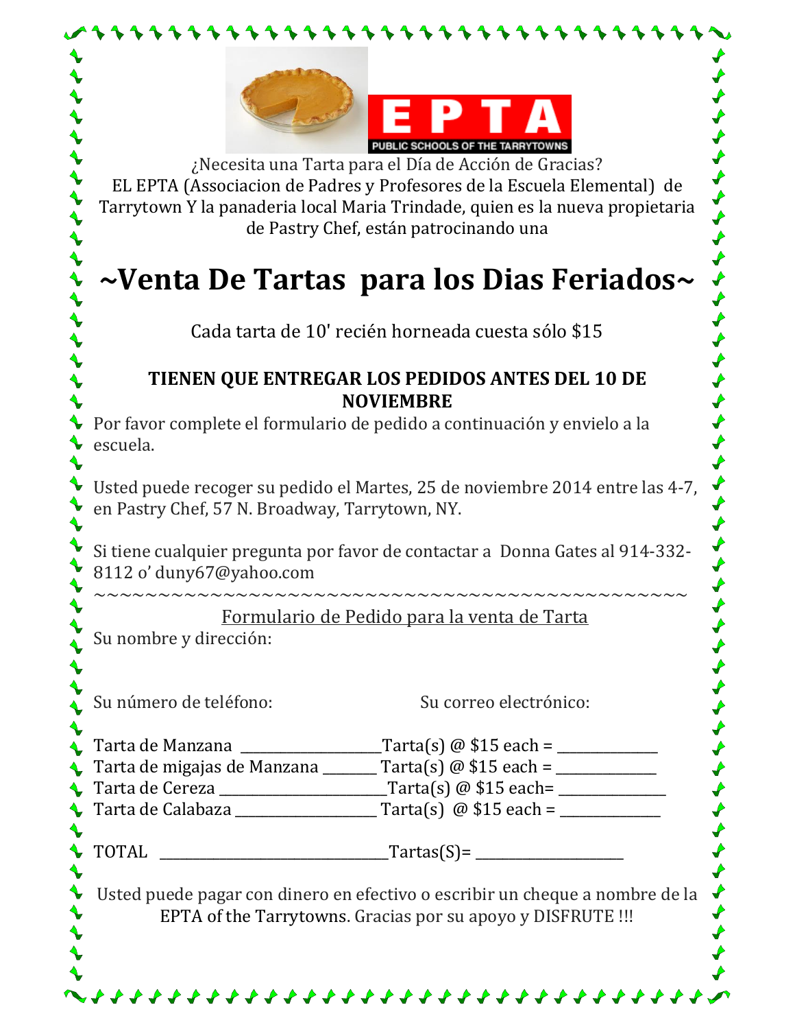¿Necesita una Tarta para el Día de Acción de Gracias?
EL EPTA (Associacion de Padres y Profesores de la Escuela Elemental) de Tarrytown Y la panaderia local Maria Trindade, quien es la nueva propietaria de Pastry Chef, están patrocinando una

# ~Venta De Tartas para los Dias Feriados~

Cada tarta de 10' recién horneada cuesta sólo $15

**TIENEN QUE ENTREGAR LOS PEDIDOS ANTES DEL 10 DE NOVIEMBRE**

Por favor complete el formulario de pedido a continuación y envielo a la escuela.

Usted puede recoger su pedido el Martes, 25 de noviembre 2014 entre las 4-7, en Pastry Chef, 57 N. Broadway, Tarrytown, NY.

Si tiene cualquier pregunta por favor de contactar a Donna Gates al 914-332-8112 o' duny67@yahoo.com

~~~~~~~~~~~~~~~~~~~~~~~~~~~~~~~~~~~~~~~~~~~~~~~

Formulario de Pedido para la venta de Tarta

Su nombre y dirección:

Su número de teléfono: Su correo electrónico:

Tarta de Manzana __________________Tarta(s) @ $15 each = _____________
Tarta de migajas de Manzana _______ Tarta(s) @ $15 each = _____________
Tarta de Cereza _____________________Tarta(s) @ $15 each= ______________
Tarta de Calabaza ___________________ Tarta(s) @ $15 each = _____________

TOTAL ______________________________Tartas(S)= ____________________

Usted puede pagar con dinero en efectivo o escribir un cheque a nombre de la EPTA of the Tarrytowns. Gracias por su apoyo y DISFRUTE !!!